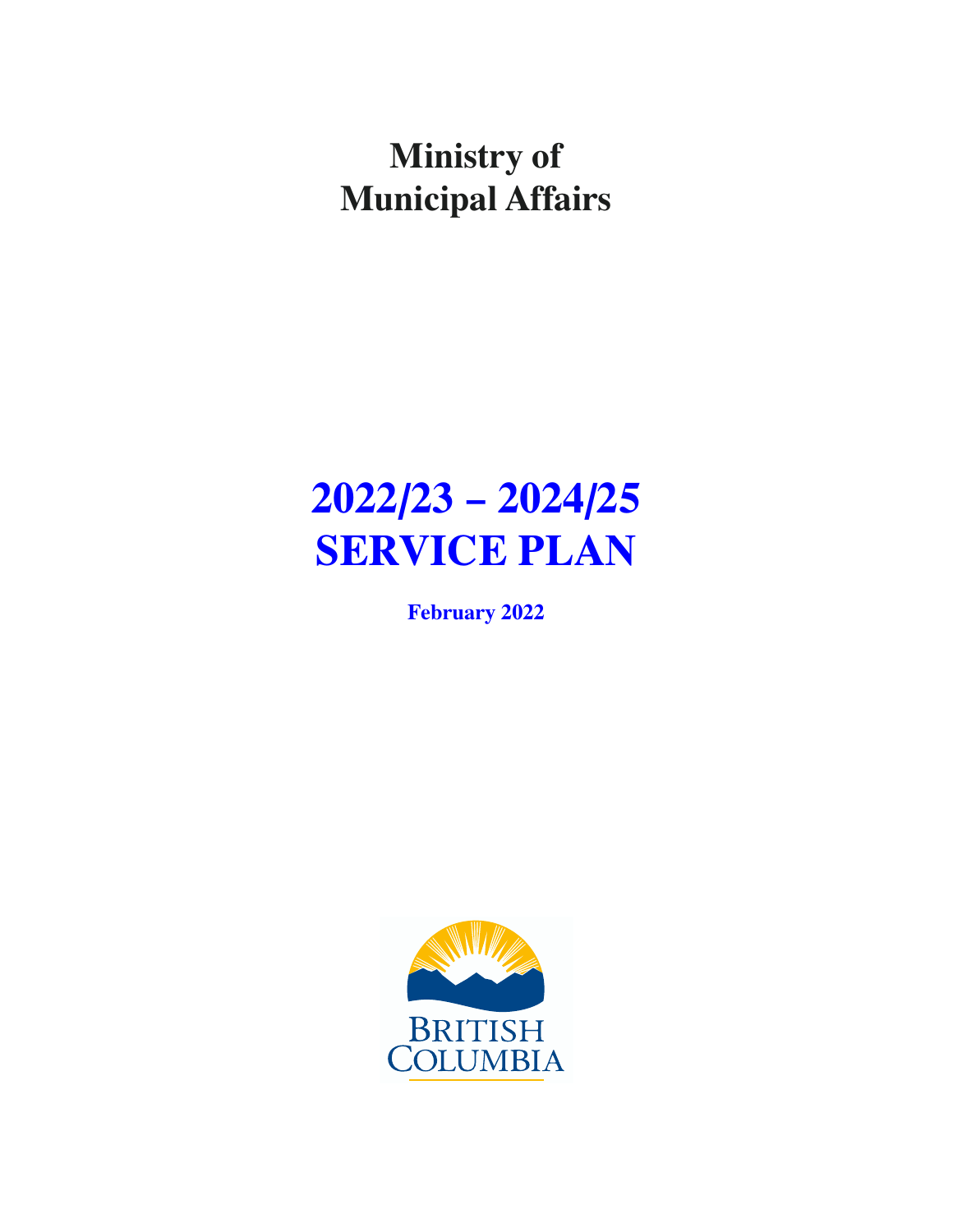# Ministry of Municipal Affairs

# 2022/23 – 2024/25 SERVICE PLAN

**February 2022**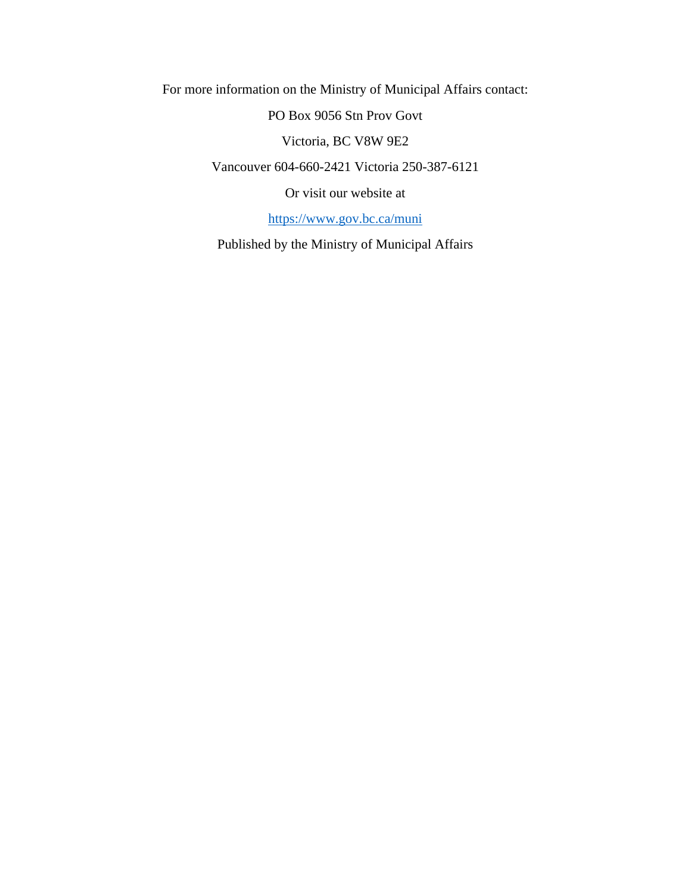For more information on the Ministry of Municipal Affairs contact:

PO Box 9056 Stn Prov Govt

Victoria, BC V8W 9E2

Vancouver 604-660-2421 Victoria 250-387-6121

Or visit our website at

https://www.gov.bc.ca/muni

Published by the Ministry of Municipal Affairs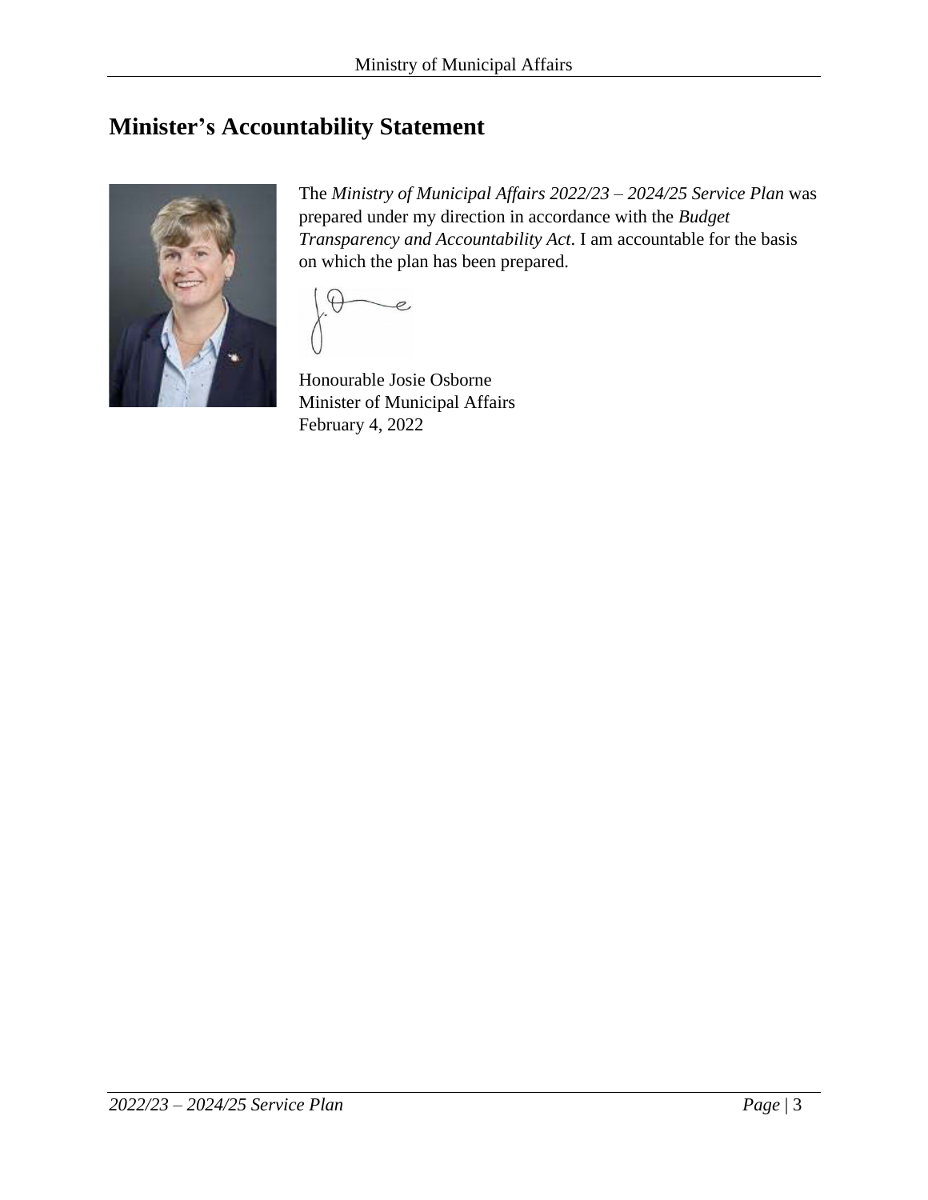# Minister's Accountability Statement

The *Ministry of Municipal Affairs 2022/23 – 2024/25 Service Plan* was prepared under my direction in accordance with the *Budget Transparency and Accountability Act*. I am accountable for the basis on which the plan has been prepared.

Honourable Josie Osborne
Minister of Municipal Affairs
February 4, 2022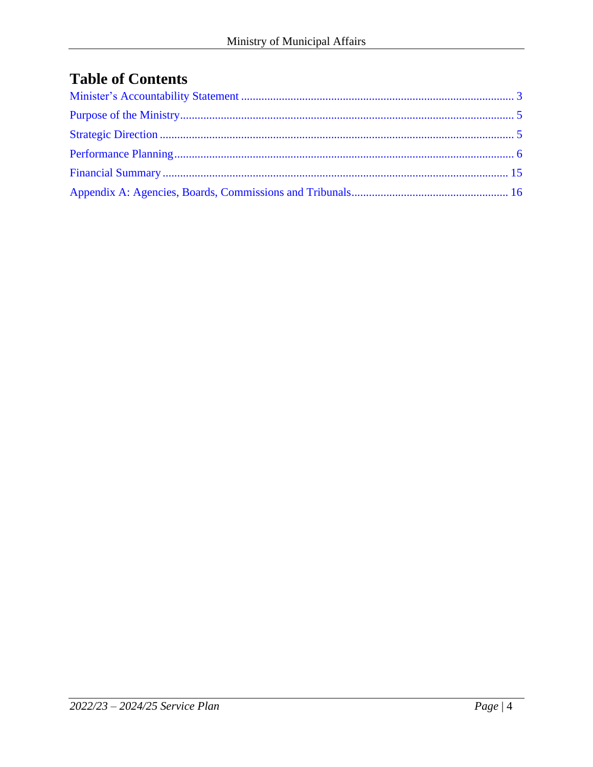## Table of Contents

Minister's Accountability Statement ............................................................................................ 3

Purpose of the Ministry .................................................................................................................. 5

Strategic Direction ......................................................................................................................... 5

Performance Planning .................................................................................................................... 6

Financial Summary ...................................................................................................................... 15

Appendix A: Agencies, Boards, Commissions and Tribunals ..................................................... 16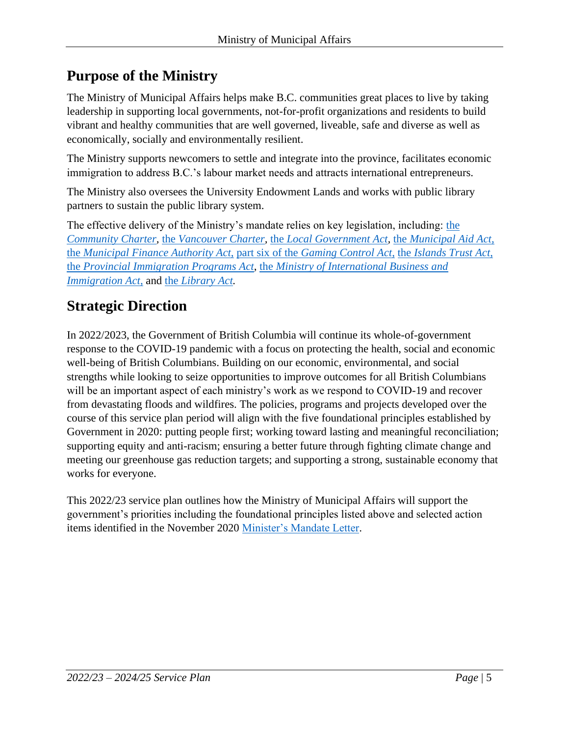## Purpose of the Ministry

The Ministry of Municipal Affairs helps make B.C. communities great places to live by taking leadership in supporting local governments, not-for-profit organizations and residents to build vibrant and healthy communities that are well governed, liveable, safe and diverse as well as economically, socially and environmentally resilient.

The Ministry supports newcomers to settle and integrate into the province, facilitates economic immigration to address B.C.'s labour market needs and attracts international entrepreneurs.

The Ministry also oversees the University Endowment Lands and works with public library partners to sustain the public library system.

The effective delivery of the Ministry's mandate relies on key legislation, including: the *Community Charter*, the *Vancouver Charter*, the *Local Government Act*, the *Municipal Aid Act*, the *Municipal Finance Authority Act*, part six of the *Gaming Control Act*, the *Islands Trust Act*, the *Provincial Immigration Programs Act*, the *Ministry of International Business and Immigration Act*, and the *Library Act*.

## Strategic Direction

In 2022/2023, the Government of British Columbia will continue its whole-of-government response to the COVID-19 pandemic with a focus on protecting the health, social and economic well-being of British Columbians. Building on our economic, environmental, and social strengths while looking to seize opportunities to improve outcomes for all British Columbians will be an important aspect of each ministry's work as we respond to COVID-19 and recover from devastating floods and wildfires. The policies, programs and projects developed over the course of this service plan period will align with the five foundational principles established by Government in 2020: putting people first; working toward lasting and meaningful reconciliation; supporting equity and anti-racism; ensuring a better future through fighting climate change and meeting our greenhouse gas reduction targets; and supporting a strong, sustainable economy that works for everyone.

This 2022/23 service plan outlines how the Ministry of Municipal Affairs will support the government's priorities including the foundational principles listed above and selected action items identified in the November 2020 Minister's Mandate Letter.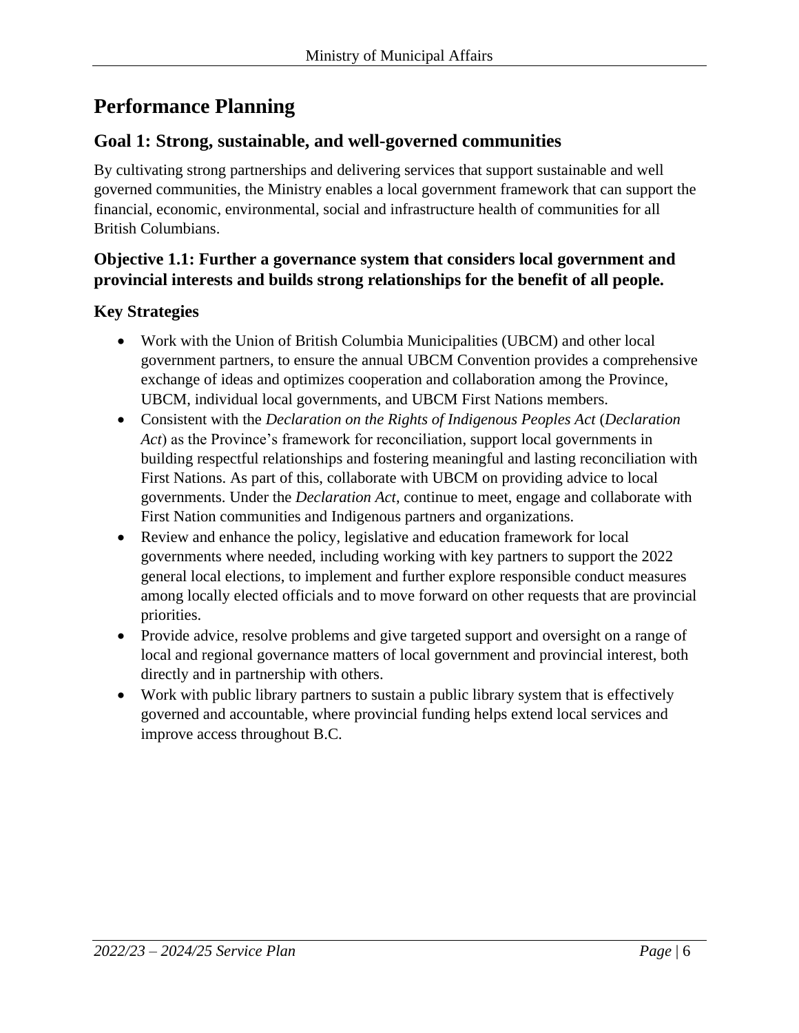# Performance Planning

## Goal 1: Strong, sustainable, and well-governed communities

By cultivating strong partnerships and delivering services that support sustainable and well governed communities, the Ministry enables a local government framework that can support the financial, economic, environmental, social and infrastructure health of communities for all British Columbians.

### Objective 1.1: Further a governance system that considers local government and provincial interests and builds strong relationships for the benefit of all people.

### Key Strategies

- Work with the Union of British Columbia Municipalities (UBCM) and other local government partners, to ensure the annual UBCM Convention provides a comprehensive exchange of ideas and optimizes cooperation and collaboration among the Province, UBCM, individual local governments, and UBCM First Nations members.
- Consistent with the *Declaration on the Rights of Indigenous Peoples Act* (*Declaration Act*) as the Province's framework for reconciliation, support local governments in building respectful relationships and fostering meaningful and lasting reconciliation with First Nations. As part of this, collaborate with UBCM on providing advice to local governments. Under the *Declaration Act*, continue to meet, engage and collaborate with First Nation communities and Indigenous partners and organizations.
- Review and enhance the policy, legislative and education framework for local governments where needed, including working with key partners to support the 2022 general local elections, to implement and further explore responsible conduct measures among locally elected officials and to move forward on other requests that are provincial priorities.
- Provide advice, resolve problems and give targeted support and oversight on a range of local and regional governance matters of local government and provincial interest, both directly and in partnership with others.
- Work with public library partners to sustain a public library system that is effectively governed and accountable, where provincial funding helps extend local services and improve access throughout B.C.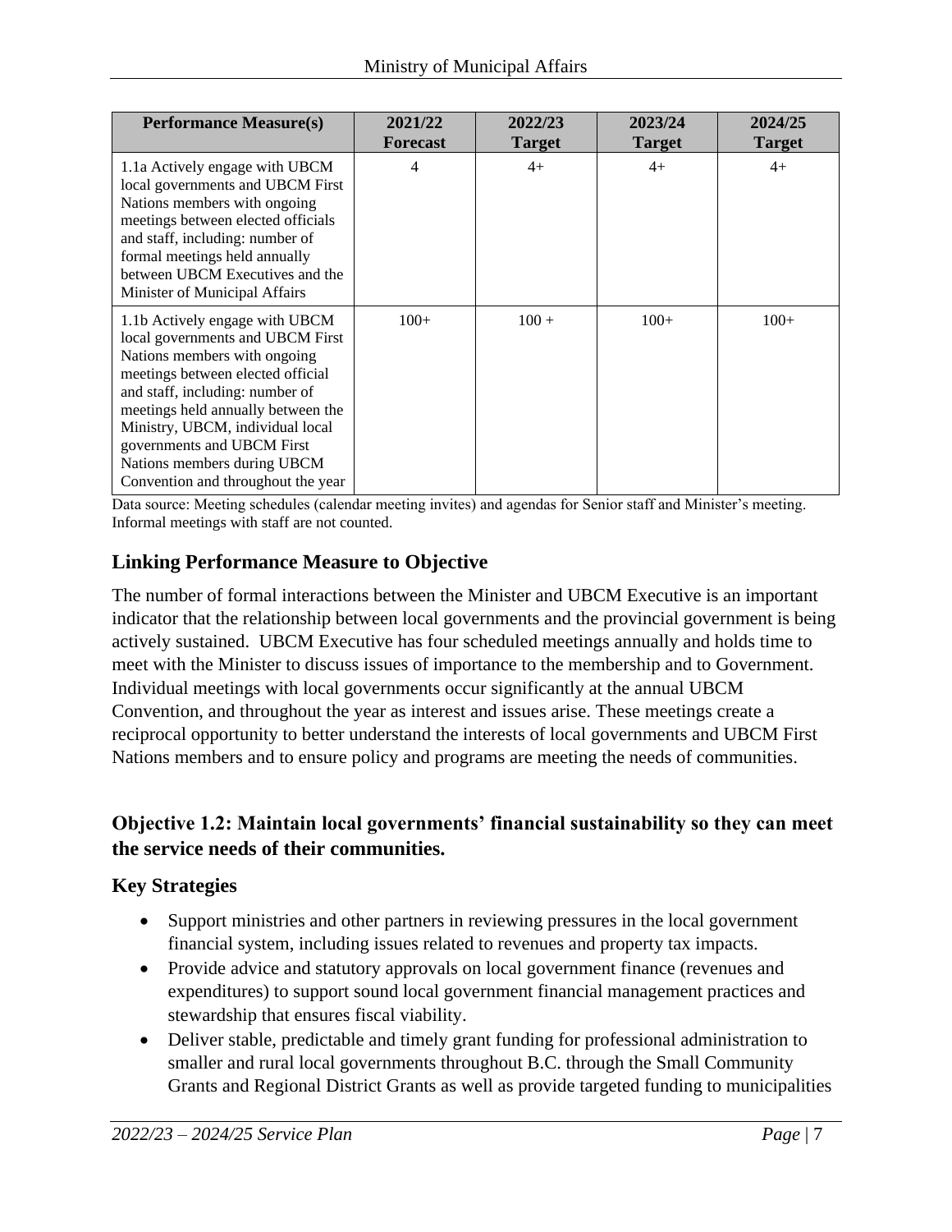| Performance Measure(s) | 2021/22 Forecast | 2022/23 Target | 2023/24 Target | 2024/25 Target |
|---|---|---|---|---|
| 1.1a Actively engage with UBCM local governments and UBCM First Nations members with ongoing meetings between elected officials and staff, including: number of formal meetings held annually between UBCM Executives and the Minister of Municipal Affairs | 4 | 4+ | 4+ | 4+ |
| 1.1b Actively engage with UBCM local governments and UBCM First Nations members with ongoing meetings between elected official and staff, including: number of meetings held annually between the Ministry, UBCM, individual local governments and UBCM First Nations members during UBCM Convention and throughout the year | 100+ | 100 + | 100+ | 100+ |

Data source: Meeting schedules (calendar meeting invites) and agendas for Senior staff and Minister's meeting. Informal meetings with staff are not counted.

## Linking Performance Measure to Objective

The number of formal interactions between the Minister and UBCM Executive is an important indicator that the relationship between local governments and the provincial government is being actively sustained. UBCM Executive has four scheduled meetings annually and holds time to meet with the Minister to discuss issues of importance to the membership and to Government. Individual meetings with local governments occur significantly at the annual UBCM Convention, and throughout the year as interest and issues arise. These meetings create a reciprocal opportunity to better understand the interests of local governments and UBCM First Nations members and to ensure policy and programs are meeting the needs of communities.

### Objective 1.2: Maintain local governments' financial sustainability so they can meet the service needs of their communities.

## Key Strategies

- Support ministries and other partners in reviewing pressures in the local government financial system, including issues related to revenues and property tax impacts.
- Provide advice and statutory approvals on local government finance (revenues and expenditures) to support sound local government financial management practices and stewardship that ensures fiscal viability.
- Deliver stable, predictable and timely grant funding for professional administration to smaller and rural local governments throughout B.C. through the Small Community Grants and Regional District Grants as well as provide targeted funding to municipalities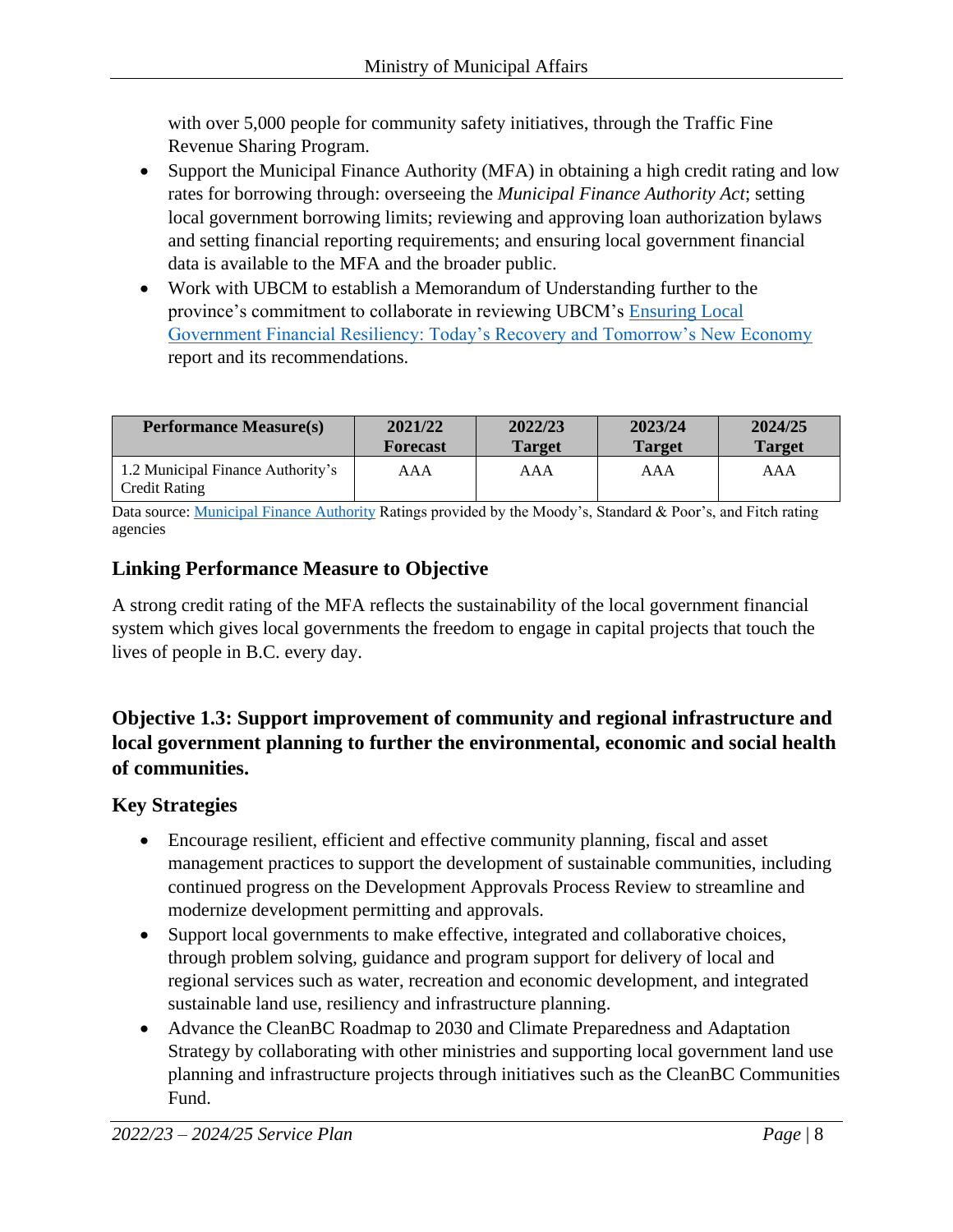with over 5,000 people for community safety initiatives, through the Traffic Fine Revenue Sharing Program.

- Support the Municipal Finance Authority (MFA) in obtaining a high credit rating and low rates for borrowing through: overseeing the *Municipal Finance Authority Act*; setting local government borrowing limits; reviewing and approving loan authorization bylaws and setting financial reporting requirements; and ensuring local government financial data is available to the MFA and the broader public.
- Work with UBCM to establish a Memorandum of Understanding further to the province's commitment to collaborate in reviewing UBCM's Ensuring Local Government Financial Resiliency: Today's Recovery and Tomorrow's New Economy report and its recommendations.

| Performance Measure(s) | 2021/22 Forecast | 2022/23 Target | 2023/24 Target | 2024/25 Target |
|---|---|---|---|---|
| 1.2 Municipal Finance Authority's Credit Rating | AAA | AAA | AAA | AAA |

Data source: Municipal Finance Authority Ratings provided by the Moody's, Standard & Poor's, and Fitch rating agencies

### Linking Performance Measure to Objective

A strong credit rating of the MFA reflects the sustainability of the local government financial system which gives local governments the freedom to engage in capital projects that touch the lives of people in B.C. every day.

### Objective 1.3: Support improvement of community and regional infrastructure and local government planning to further the environmental, economic and social health of communities.

### Key Strategies

- Encourage resilient, efficient and effective community planning, fiscal and asset management practices to support the development of sustainable communities, including continued progress on the Development Approvals Process Review to streamline and modernize development permitting and approvals.
- Support local governments to make effective, integrated and collaborative choices, through problem solving, guidance and program support for delivery of local and regional services such as water, recreation and economic development, and integrated sustainable land use, resiliency and infrastructure planning.
- Advance the CleanBC Roadmap to 2030 and Climate Preparedness and Adaptation Strategy by collaborating with other ministries and supporting local government land use planning and infrastructure projects through initiatives such as the CleanBC Communities Fund.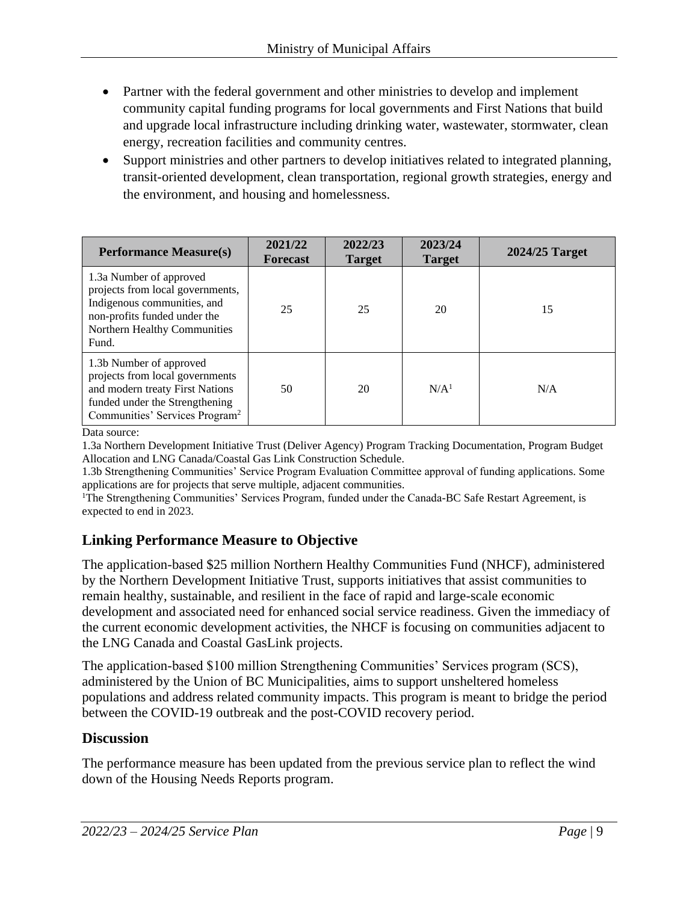- Partner with the federal government and other ministries to develop and implement community capital funding programs for local governments and First Nations that build and upgrade local infrastructure including drinking water, wastewater, stormwater, clean energy, recreation facilities and community centres.
- Support ministries and other partners to develop initiatives related to integrated planning, transit-oriented development, clean transportation, regional growth strategies, energy and the environment, and housing and homelessness.

| Performance Measure(s) | 2021/22 Forecast | 2022/23 Target | 2023/24 Target | 2024/25 Target |
|---|---|---|---|---|
| 1.3a Number of approved projects from local governments, Indigenous communities, and non-profits funded under the Northern Healthy Communities Fund. | 25 | 25 | 20 | 15 |
| 1.3b Number of approved projects from local governments and modern treaty First Nations funded under the Strengthening Communities' Services Program[2] | 50 | 20 | N/A[1] | N/A |

Data source:
1.3a Northern Development Initiative Trust (Deliver Agency) Program Tracking Documentation, Program Budget Allocation and LNG Canada/Coastal Gas Link Construction Schedule.
1.3b Strengthening Communities' Service Program Evaluation Committee approval of funding applications. Some applications are for projects that serve multiple, adjacent communities.
[1]The Strengthening Communities' Services Program, funded under the Canada-BC Safe Restart Agreement, is expected to end in 2023.

## Linking Performance Measure to Objective

The application-based $25 million Northern Healthy Communities Fund (NHCF), administered by the Northern Development Initiative Trust, supports initiatives that assist communities to remain healthy, sustainable, and resilient in the face of rapid and large-scale economic development and associated need for enhanced social service readiness. Given the immediacy of the current economic development activities, the NHCF is focusing on communities adjacent to the LNG Canada and Coastal GasLink projects.

The application-based $100 million Strengthening Communities' Services program (SCS), administered by the Union of BC Municipalities, aims to support unsheltered homeless populations and address related community impacts. This program is meant to bridge the period between the COVID-19 outbreak and the post-COVID recovery period.

## Discussion

The performance measure has been updated from the previous service plan to reflect the wind down of the Housing Needs Reports program.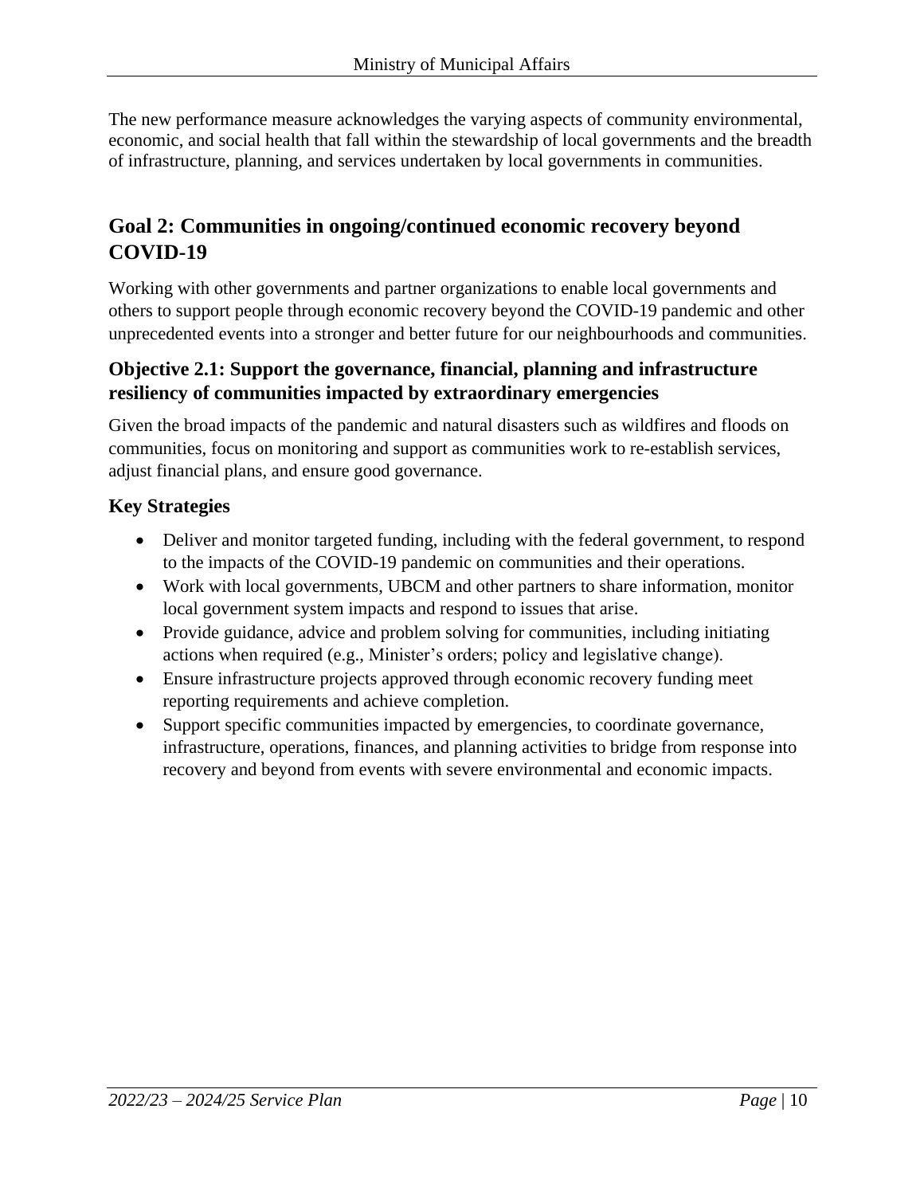The new performance measure acknowledges the varying aspects of community environmental, economic, and social health that fall within the stewardship of local governments and the breadth of infrastructure, planning, and services undertaken by local governments in communities.

## Goal 2: Communities in ongoing/continued economic recovery beyond COVID-19

Working with other governments and partner organizations to enable local governments and others to support people through economic recovery beyond the COVID-19 pandemic and other unprecedented events into a stronger and better future for our neighbourhoods and communities.

### Objective 2.1: Support the governance, financial, planning and infrastructure resiliency of communities impacted by extraordinary emergencies

Given the broad impacts of the pandemic and natural disasters such as wildfires and floods on communities, focus on monitoring and support as communities work to re-establish services, adjust financial plans, and ensure good governance.

### Key Strategies

- Deliver and monitor targeted funding, including with the federal government, to respond to the impacts of the COVID-19 pandemic on communities and their operations.
- Work with local governments, UBCM and other partners to share information, monitor local government system impacts and respond to issues that arise.
- Provide guidance, advice and problem solving for communities, including initiating actions when required (e.g., Minister's orders; policy and legislative change).
- Ensure infrastructure projects approved through economic recovery funding meet reporting requirements and achieve completion.
- Support specific communities impacted by emergencies, to coordinate governance, infrastructure, operations, finances, and planning activities to bridge from response into recovery and beyond from events with severe environmental and economic impacts.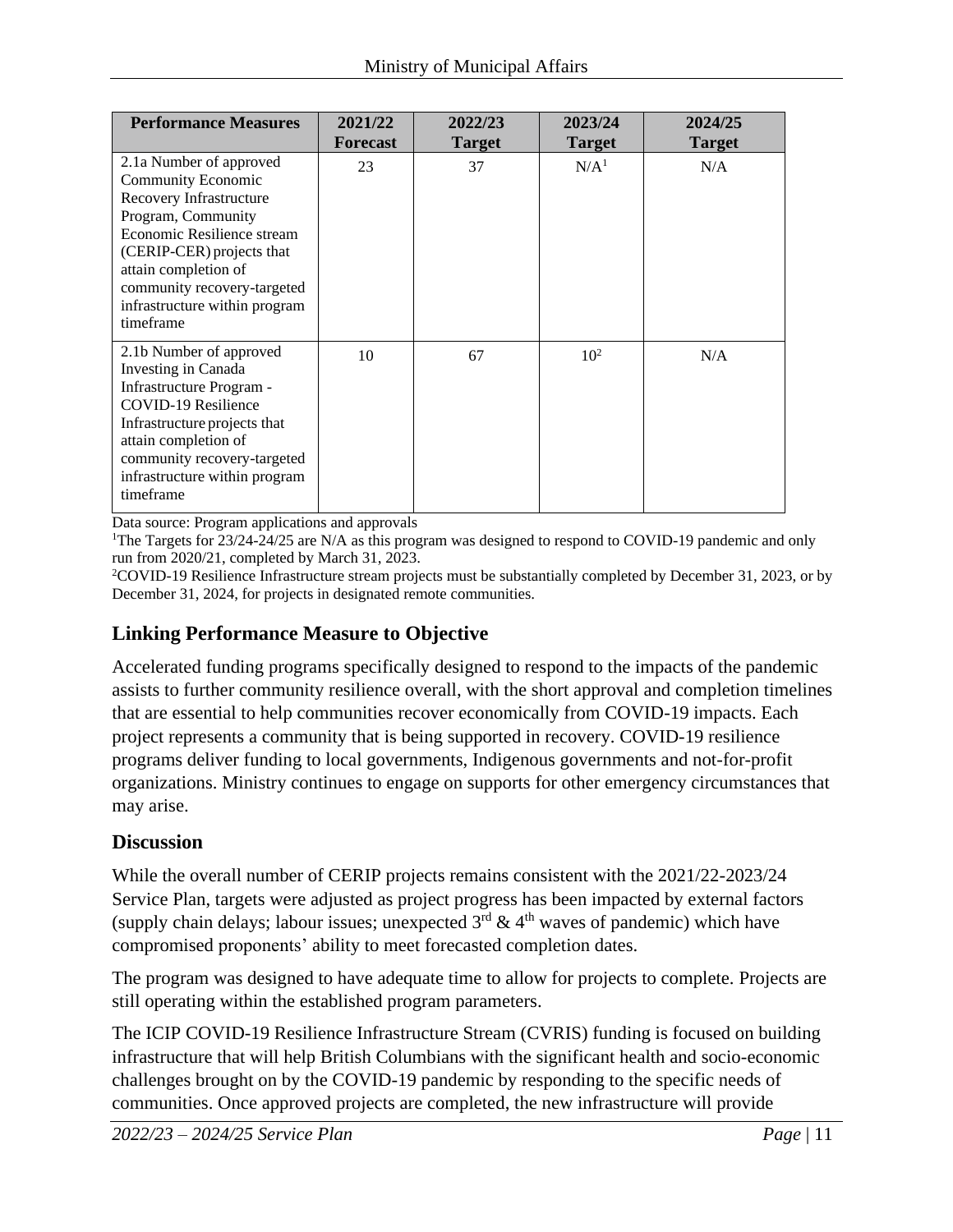| Performance Measures | 2021/22 Forecast | 2022/23 Target | 2023/24 Target | 2024/25 Target |
|---|---|---|---|---|
| 2.1a Number of approved Community Economic Recovery Infrastructure Program, Community Economic Resilience stream (CERIP-CER) projects that attain completion of community recovery-targeted infrastructure within program timeframe | 23 | 37 | N/A[1] | N/A |
| 2.1b Number of approved Investing in Canada Infrastructure Program - COVID-19 Resilience Infrastructure projects that attain completion of community recovery-targeted infrastructure within program timeframe | 10 | 67 | 10[2] | N/A |

Data source: Program applications and approvals

[1]The Targets for 23/24-24/25 are N/A as this program was designed to respond to COVID-19 pandemic and only run from 2020/21, completed by March 31, 2023.

[2]COVID-19 Resilience Infrastructure stream projects must be substantially completed by December 31, 2023, or by December 31, 2024, for projects in designated remote communities.

## Linking Performance Measure to Objective

Accelerated funding programs specifically designed to respond to the impacts of the pandemic assists to further community resilience overall, with the short approval and completion timelines that are essential to help communities recover economically from COVID-19 impacts. Each project represents a community that is being supported in recovery. COVID-19 resilience programs deliver funding to local governments, Indigenous governments and not-for-profit organizations. Ministry continues to engage on supports for other emergency circumstances that may arise.

## Discussion

While the overall number of CERIP projects remains consistent with the 2021/22-2023/24 Service Plan, targets were adjusted as project progress has been impacted by external factors (supply chain delays; labour issues; unexpected 3rd & 4th waves of pandemic) which have compromised proponents' ability to meet forecasted completion dates.

The program was designed to have adequate time to allow for projects to complete. Projects are still operating within the established program parameters.

The ICIP COVID-19 Resilience Infrastructure Stream (CVRIS) funding is focused on building infrastructure that will help British Columbians with the significant health and socio-economic challenges brought on by the COVID-19 pandemic by responding to the specific needs of communities. Once approved projects are completed, the new infrastructure will provide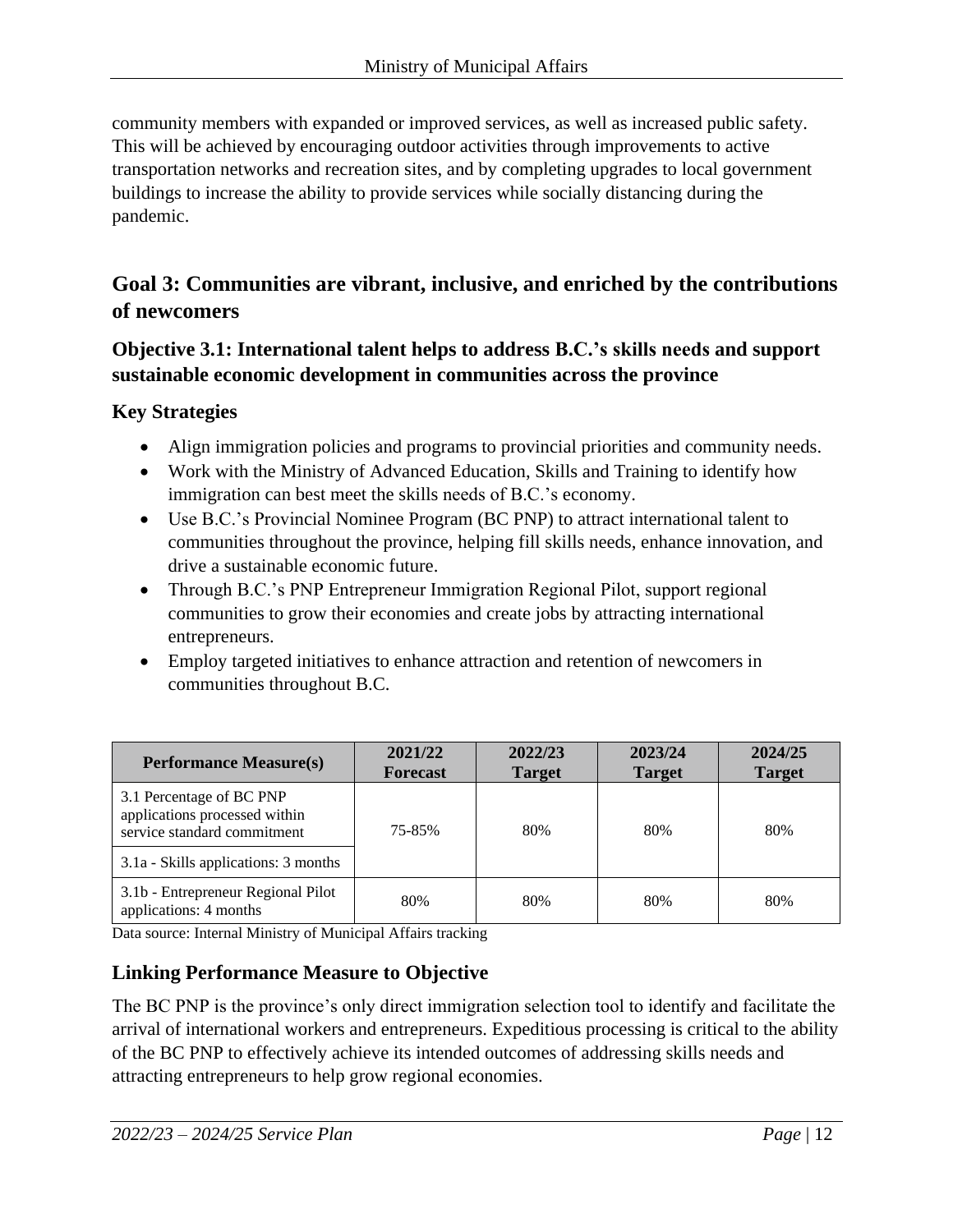community members with expanded or improved services, as well as increased public safety. This will be achieved by encouraging outdoor activities through improvements to active transportation networks and recreation sites, and by completing upgrades to local government buildings to increase the ability to provide services while socially distancing during the pandemic.

## Goal 3: Communities are vibrant, inclusive, and enriched by the contributions of newcomers

### Objective 3.1: International talent helps to address B.C.'s skills needs and support sustainable economic development in communities across the province

### Key Strategies

- Align immigration policies and programs to provincial priorities and community needs.
- Work with the Ministry of Advanced Education, Skills and Training to identify how immigration can best meet the skills needs of B.C.'s economy.
- Use B.C.'s Provincial Nominee Program (BC PNP) to attract international talent to communities throughout the province, helping fill skills needs, enhance innovation, and drive a sustainable economic future.
- Through B.C.'s PNP Entrepreneur Immigration Regional Pilot, support regional communities to grow their economies and create jobs by attracting international entrepreneurs.
- Employ targeted initiatives to enhance attraction and retention of newcomers in communities throughout B.C.

| Performance Measure(s) | 2021/22 Forecast | 2022/23 Target | 2023/24 Target | 2024/25 Target |
|---|---|---|---|---|
| 3.1 Percentage of BC PNP applications processed within service standard commitment<br>3.1a - Skills applications: 3 months | 75-85% | 80% | 80% | 80% |
| 3.1b - Entrepreneur Regional Pilot applications: 4 months | 80% | 80% | 80% | 80% |

Data source: Internal Ministry of Municipal Affairs tracking

### Linking Performance Measure to Objective

The BC PNP is the province's only direct immigration selection tool to identify and facilitate the arrival of international workers and entrepreneurs. Expeditious processing is critical to the ability of the BC PNP to effectively achieve its intended outcomes of addressing skills needs and attracting entrepreneurs to help grow regional economies.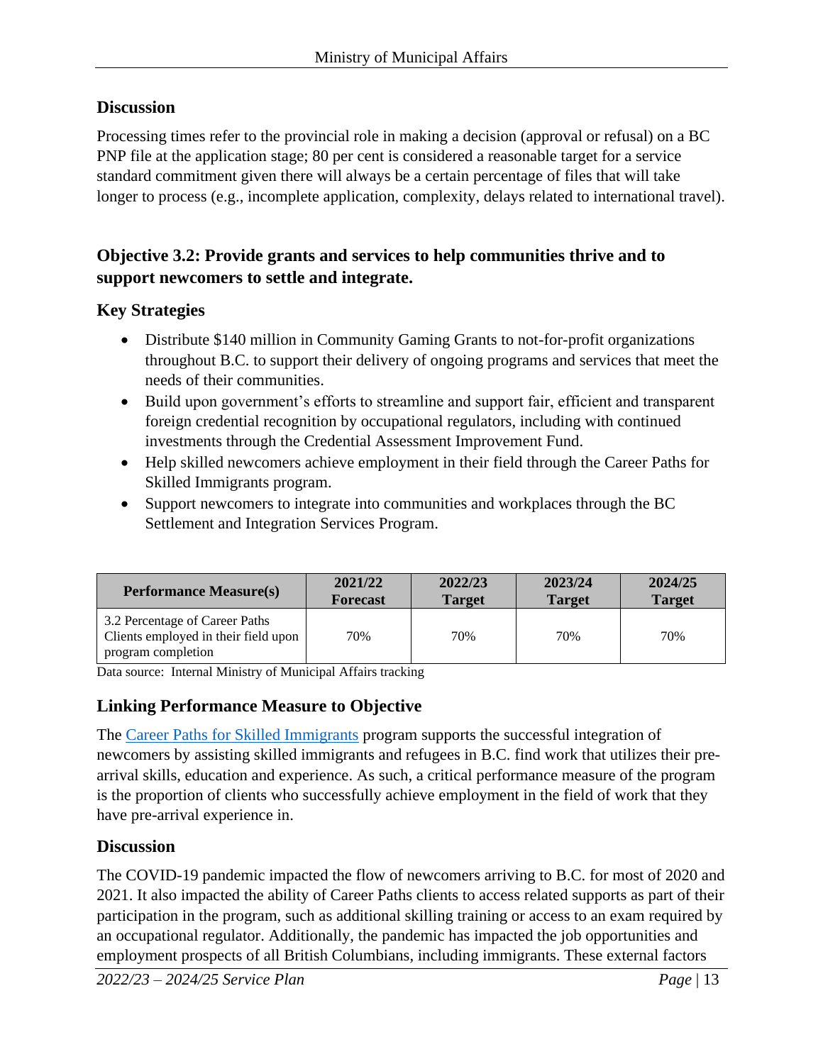## Discussion

Processing times refer to the provincial role in making a decision (approval or refusal) on a BC PNP file at the application stage; 80 per cent is considered a reasonable target for a service standard commitment given there will always be a certain percentage of files that will take longer to process (e.g., incomplete application, complexity, delays related to international travel).

## Objective 3.2: Provide grants and services to help communities thrive and to support newcomers to settle and integrate.

### Key Strategies

- Distribute $140 million in Community Gaming Grants to not-for-profit organizations throughout B.C. to support their delivery of ongoing programs and services that meet the needs of their communities.
- Build upon government's efforts to streamline and support fair, efficient and transparent foreign credential recognition by occupational regulators, including with continued investments through the Credential Assessment Improvement Fund.
- Help skilled newcomers achieve employment in their field through the Career Paths for Skilled Immigrants program.
- Support newcomers to integrate into communities and workplaces through the BC Settlement and Integration Services Program.

| Performance Measure(s) | 2021/22 Forecast | 2022/23 Target | 2023/24 Target | 2024/25 Target |
|---|---|---|---|---|
| 3.2 Percentage of Career Paths Clients employed in their field upon program completion | 70% | 70% | 70% | 70% |

Data source: Internal Ministry of Municipal Affairs tracking

### Linking Performance Measure to Objective

The Career Paths for Skilled Immigrants program supports the successful integration of newcomers by assisting skilled immigrants and refugees in B.C. find work that utilizes their pre-arrival skills, education and experience. As such, a critical performance measure of the program is the proportion of clients who successfully achieve employment in the field of work that they have pre-arrival experience in.

### Discussion

The COVID-19 pandemic impacted the flow of newcomers arriving to B.C. for most of 2020 and 2021. It also impacted the ability of Career Paths clients to access related supports as part of their participation in the program, such as additional skilling training or access to an exam required by an occupational regulator. Additionally, the pandemic has impacted the job opportunities and employment prospects of all British Columbians, including immigrants. These external factors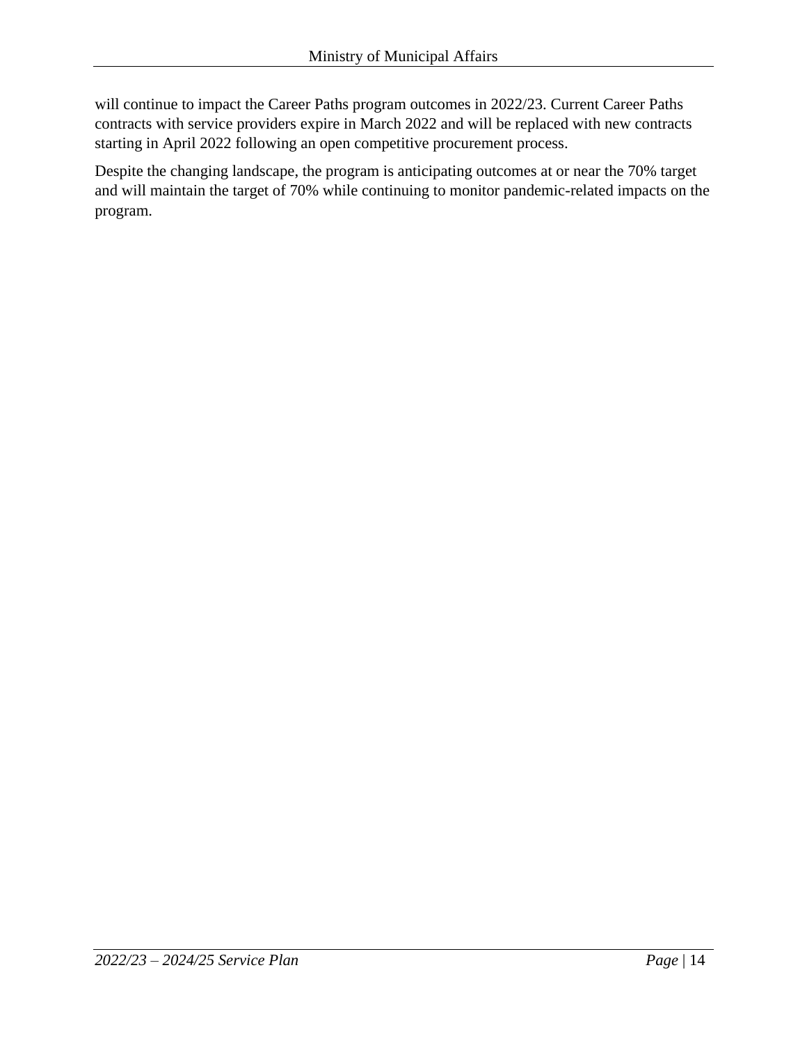will continue to impact the Career Paths program outcomes in 2022/23. Current Career Paths contracts with service providers expire in March 2022 and will be replaced with new contracts starting in April 2022 following an open competitive procurement process.

Despite the changing landscape, the program is anticipating outcomes at or near the 70% target and will maintain the target of 70% while continuing to monitor pandemic-related impacts on the program.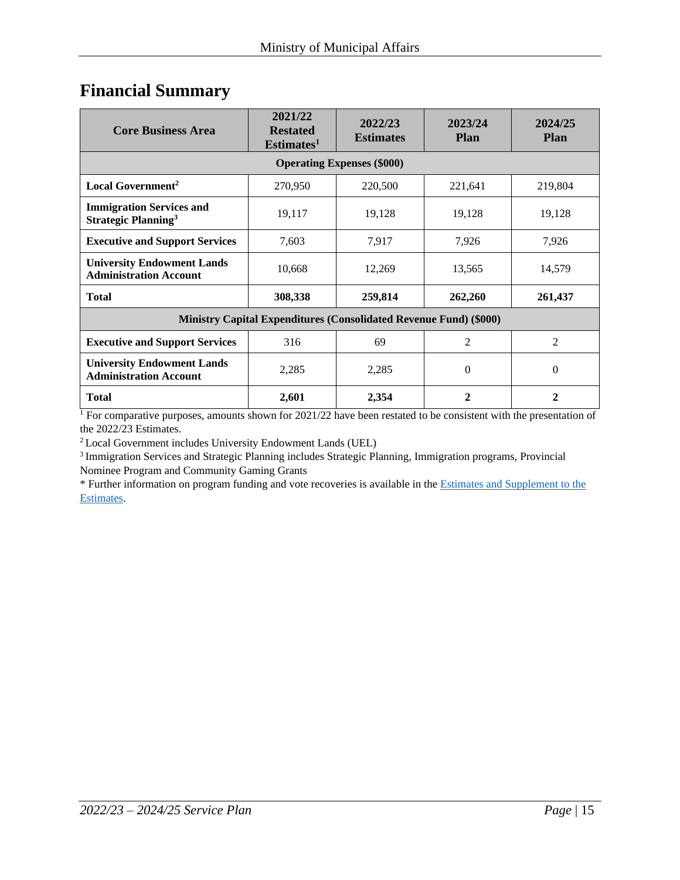## Financial Summary

| Core Business Area | 2021/22 Restated Estimates[1] | 2022/23 Estimates | 2023/24 Plan | 2024/25 Plan |
|---|---|---|---|---|
| **Operating Expenses ($000)** | | | | |
| **Local Government**[2] | 270,950 | 220,500 | 221,641 | 219,804 |
| **Immigration Services and Strategic Planning**[3] | 19,117 | 19,128 | 19,128 | 19,128 |
| **Executive and Support Services** | 7,603 | 7,917 | 7,926 | 7,926 |
| **University Endowment Lands Administration Account** | 10,668 | 12,269 | 13,565 | 14,579 |
| **Total** | **308,338** | **259,814** | **262,260** | **261,437** |
| **Ministry Capital Expenditures (Consolidated Revenue Fund) ($000)** | | | | |
| **Executive and Support Services** | 316 | 69 | 2 | 2 |
| **University Endowment Lands Administration Account** | 2,285 | 2,285 | 0 | 0 |
| **Total** | **2,601** | **2,354** | **2** | **2** |

[1] For comparative purposes, amounts shown for 2021/22 have been restated to be consistent with the presentation of the 2022/23 Estimates.

[2] Local Government includes University Endowment Lands (UEL)

[3] Immigration Services and Strategic Planning includes Strategic Planning, Immigration programs, Provincial Nominee Program and Community Gaming Grants

* Further information on program funding and vote recoveries is available in the Estimates and Supplement to the Estimates.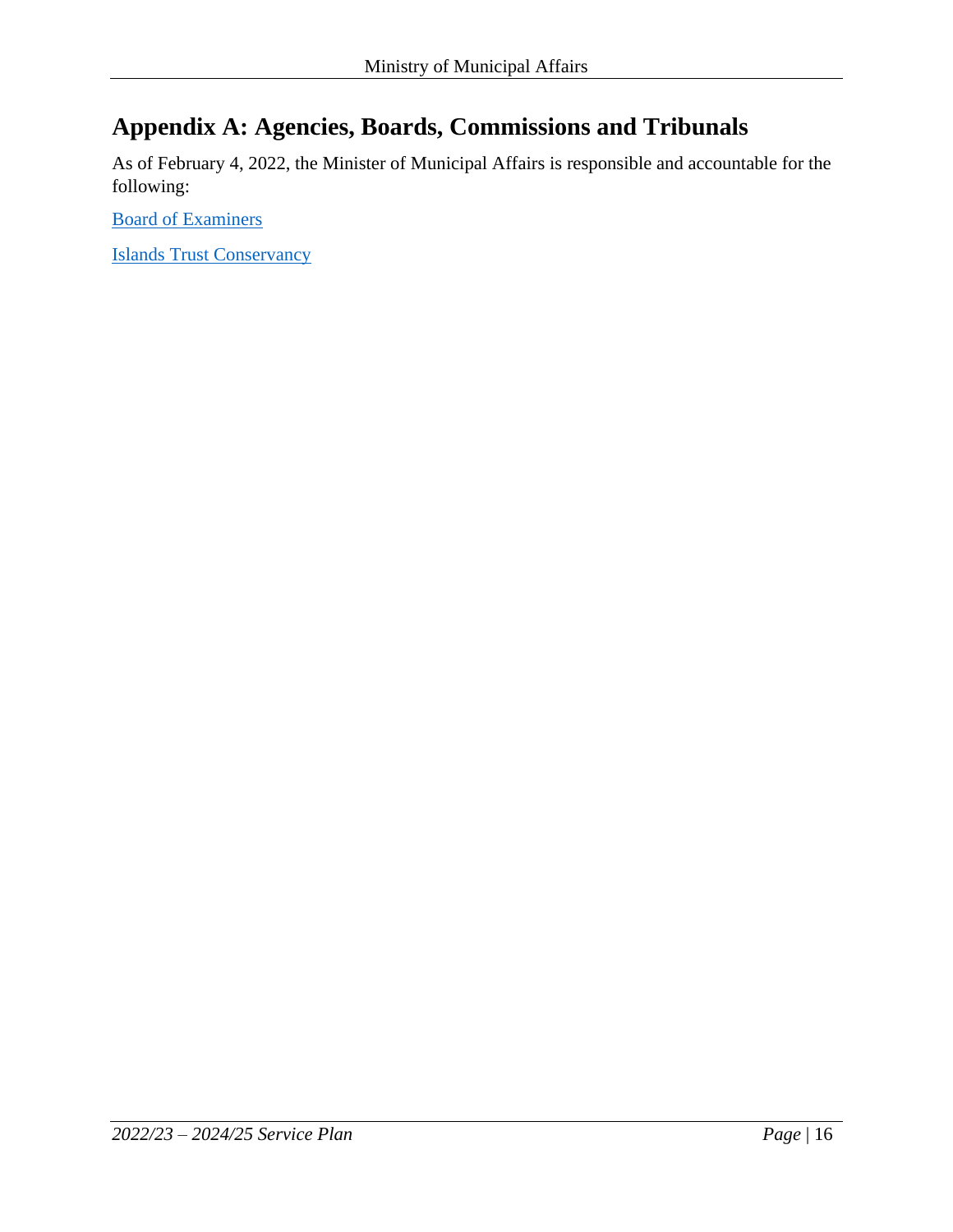# Appendix A: Agencies, Boards, Commissions and Tribunals

As of February 4, 2022, the Minister of Municipal Affairs is responsible and accountable for the following:

Board of Examiners

Islands Trust Conservancy